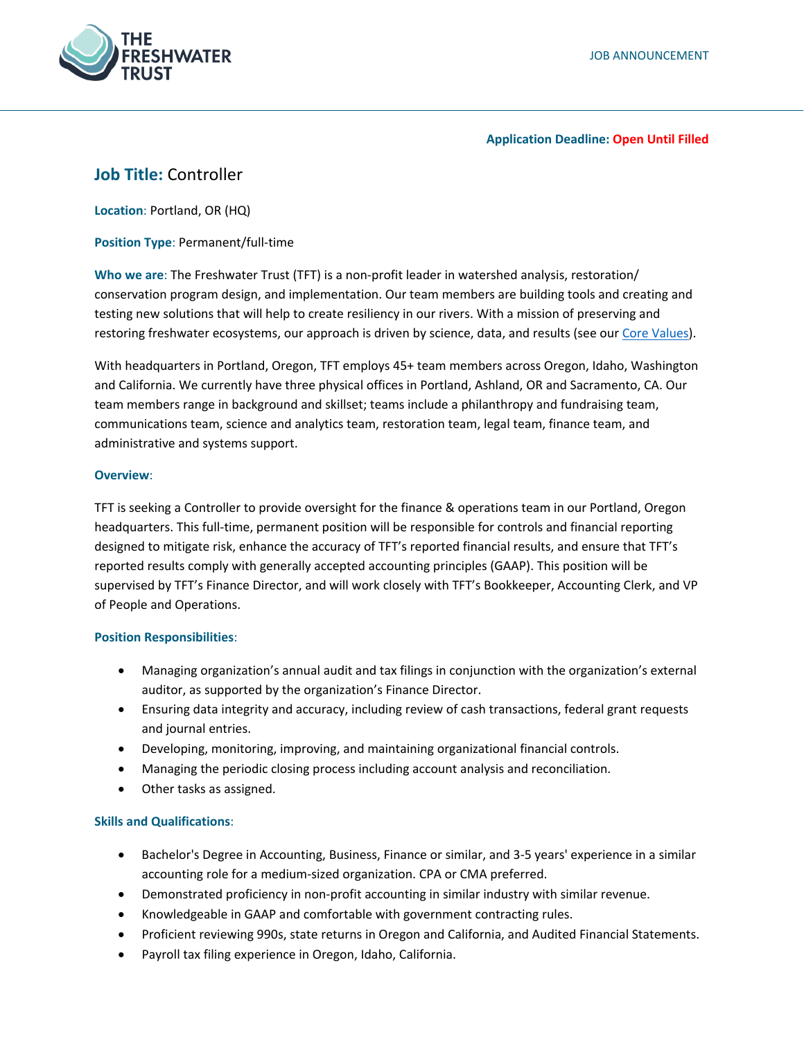JOB ANNOUNCEMENT

**Application Deadline: Open Until Filled**

## Job Title: Controller

**Location**: Portland, OR (HQ)

**Position Type**: Permanent/full-time

**Who we are**: The Freshwater Trust (TFT) is a non-profit leader in watershed analysis, restoration/ conservation program design, and implementation. Our team members are building tools and creating and testing new solutions that will help to create resiliency in our rivers. With a mission of preserving and restoring freshwater ecosystems, our approach is driven by science, data, and results (see our Core Values).

With headquarters in Portland, Oregon, TFT employs 45+ team members across Oregon, Idaho, Washington and California. We currently have three physical offices in Portland, Ashland, OR and Sacramento, CA. Our team members range in background and skillset; teams include a philanthropy and fundraising team, communications team, science and analytics team, restoration team, legal team, finance team, and administrative and systems support.

**Overview**:

TFT is seeking a Controller to provide oversight for the finance & operations team in our Portland, Oregon headquarters. This full-time, permanent position will be responsible for controls and financial reporting designed to mitigate risk, enhance the accuracy of TFT's reported financial results, and ensure that TFT's reported results comply with generally accepted accounting principles (GAAP). This position will be supervised by TFT's Finance Director, and will work closely with TFT's Bookkeeper, Accounting Clerk, and VP of People and Operations.

**Position Responsibilities**:

- Managing organization's annual audit and tax filings in conjunction with the organization's external auditor, as supported by the organization's Finance Director.
- Ensuring data integrity and accuracy, including review of cash transactions, federal grant requests and journal entries.
- Developing, monitoring, improving, and maintaining organizational financial controls.
- Managing the periodic closing process including account analysis and reconciliation.
- Other tasks as assigned.

**Skills and Qualifications**:

- Bachelor's Degree in Accounting, Business, Finance or similar, and 3-5 years' experience in a similar accounting role for a medium-sized organization. CPA or CMA preferred.
- Demonstrated proficiency in non-profit accounting in similar industry with similar revenue.
- Knowledgeable in GAAP and comfortable with government contracting rules.
- Proficient reviewing 990s, state returns in Oregon and California, and Audited Financial Statements.
- Payroll tax filing experience in Oregon, Idaho, California.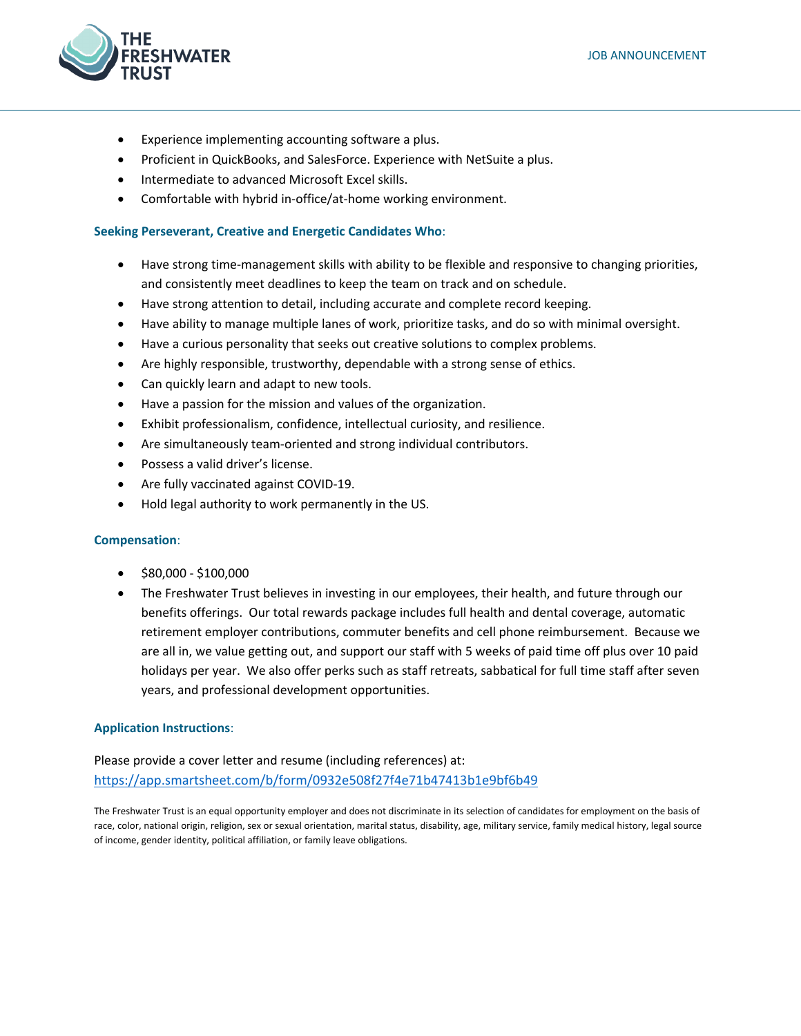- Experience implementing accounting software a plus.
- Proficient in QuickBooks, and SalesForce. Experience with NetSuite a plus.
- Intermediate to advanced Microsoft Excel skills.
- Comfortable with hybrid in-office/at-home working environment.

**Seeking Perseverant, Creative and Energetic Candidates Who**:

- Have strong time-management skills with ability to be flexible and responsive to changing priorities, and consistently meet deadlines to keep the team on track and on schedule.
- Have strong attention to detail, including accurate and complete record keeping.
- Have ability to manage multiple lanes of work, prioritize tasks, and do so with minimal oversight.
- Have a curious personality that seeks out creative solutions to complex problems.
- Are highly responsible, trustworthy, dependable with a strong sense of ethics.
- Can quickly learn and adapt to new tools.
- Have a passion for the mission and values of the organization.
- Exhibit professionalism, confidence, intellectual curiosity, and resilience.
- Are simultaneously team-oriented and strong individual contributors.
- Possess a valid driver's license.
- Are fully vaccinated against COVID-19.
- Hold legal authority to work permanently in the US.

**Compensation**:

- $80,000 - $100,000
- The Freshwater Trust believes in investing in our employees, their health, and future through our benefits offerings. Our total rewards package includes full health and dental coverage, automatic retirement employer contributions, commuter benefits and cell phone reimbursement. Because we are all in, we value getting out, and support our staff with 5 weeks of paid time off plus over 10 paid holidays per year. We also offer perks such as staff retreats, sabbatical for full time staff after seven years, and professional development opportunities.

**Application Instructions**:

Please provide a cover letter and resume (including references) at:
https://app.smartsheet.com/b/form/0932e508f27f4e71b47413b1e9bf6b49

The Freshwater Trust is an equal opportunity employer and does not discriminate in its selection of candidates for employment on the basis of race, color, national origin, religion, sex or sexual orientation, marital status, disability, age, military service, family medical history, legal source of income, gender identity, political affiliation, or family leave obligations.